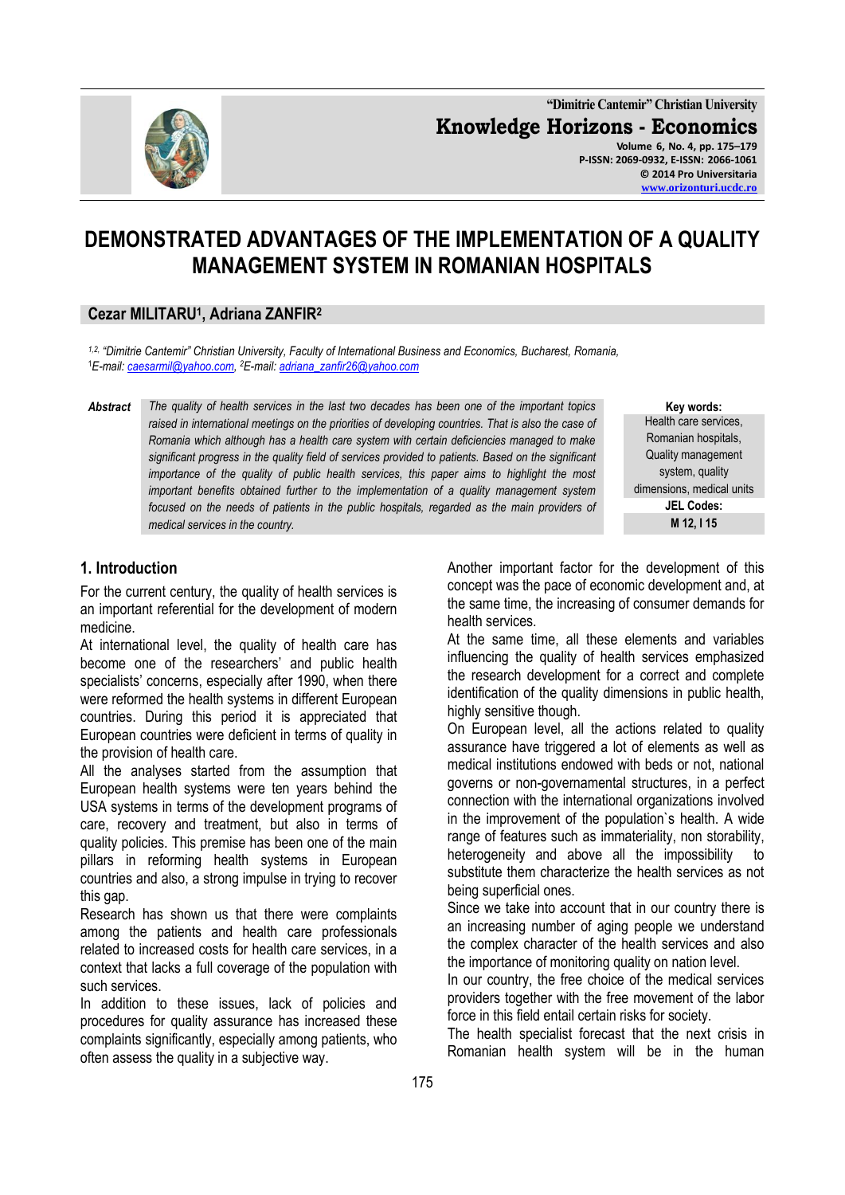# DEMONSTRATED ADVANTAGES OF THE IMPLEMENTATION OF A QUALITY MANAGEMENT SYSTEM IN ROMANIAN HOSPITALS

**Cezar MILITARU[1], Adriana ZANFIR[2]**

*[1,2] "Dimitrie Cantemir" Christian University, Faculty of International Business and Economics, Bucharest, Romania,*
*[1]E-mail: caesarmil@yahoo.com, [2]E-mail: adriana_zanfir26@yahoo.com*

***Abstract*** *The quality of health services in the last two decades has been one of the important topics raised in international meetings on the priorities of developing countries. That is also the case of Romania which although has a health care system with certain deficiencies managed to make significant progress in the quality field of services provided to patients. Based on the significant importance of the quality of public health services, this paper aims to highlight the most important benefits obtained further to the implementation of a quality management system focused on the needs of patients in the public hospitals, regarded as the main providers of medical services in the country.*

**Key words:** Health care services, Romanian hospitals, Quality management system, quality dimensions, medical units

**JEL Codes:** M 12, I 15

## 1. Introduction

For the current century, the quality of health services is an important referential for the development of modern medicine.

At international level, the quality of health care has become one of the researchers' and public health specialists' concerns, especially after 1990, when there were reformed the health systems in different European countries. During this period it is appreciated that European countries were deficient in terms of quality in the provision of health care.

All the analyses started from the assumption that European health systems were ten years behind the USA systems in terms of the development programs of care, recovery and treatment, but also in terms of quality policies. This premise has been one of the main pillars in reforming health systems in European countries and also, a strong impulse in trying to recover this gap.

Research has shown us that there were complaints among the patients and health care professionals related to increased costs for health care services, in a context that lacks a full coverage of the population with such services.

In addition to these issues, lack of policies and procedures for quality assurance has increased these complaints significantly, especially among patients, who often assess the quality in a subjective way.

Another important factor for the development of this concept was the pace of economic development and, at the same time, the increasing of consumer demands for health services.

At the same time, all these elements and variables influencing the quality of health services emphasized the research development for a correct and complete identification of the quality dimensions in public health, highly sensitive though.

On European level, all the actions related to quality assurance have triggered a lot of elements as well as medical institutions endowed with beds or not, national governs or non-governamental structures, in a perfect connection with the international organizations involved in the improvement of the population`s health. A wide range of features such as immateriality, non storability, heterogeneity and above all the impossibility to substitute them characterize the health services as not being superficial ones.

Since we take into account that in our country there is an increasing number of aging people we understand the complex character of the health services and also the importance of monitoring quality on nation level.

In our country, the free choice of the medical services providers together with the free movement of the labor force in this field entail certain risks for society.

The health specialist forecast that the next crisis in Romanian health system will be in the human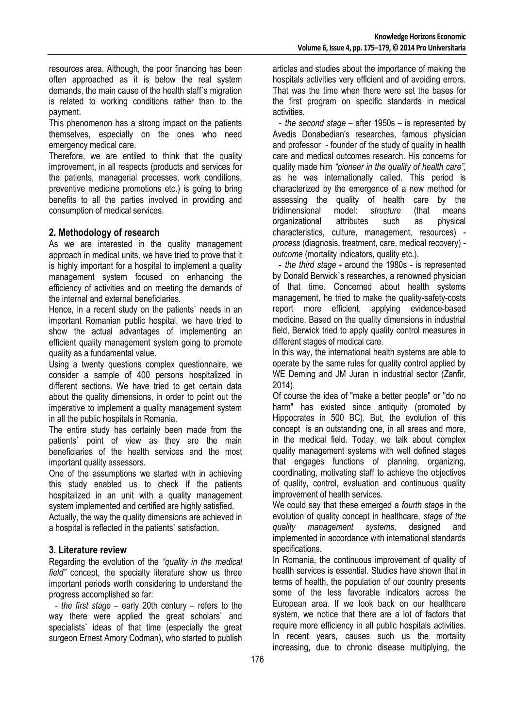resources area. Although, the poor financing has been often approached as it is below the real system demands, the main cause of the health staff`s migration is related to working conditions rather than to the payment.

This phenomenon has a strong impact on the patients themselves, especially on the ones who need emergency medical care.

Therefore, we are entiled to think that the quality improvement, in all respects (products and services for the patients, managerial processes, work conditions, preventive medicine promotions etc.) is going to bring benefits to all the parties involved in providing and consumption of medical services.

## 2. Methodology of research

As we are interested in the quality management approach in medical units, we have tried to prove that it is highly important for a hospital to implement a quality management system focused on enhancing the efficiency of activities and on meeting the demands of the internal and external beneficiaries.

Hence, in a recent study on the patients` needs in an important Romanian public hospital, we have tried to show the actual advantages of implementing an efficient quality management system going to promote quality as a fundamental value.

Using a twenty questions complex questionnaire, we consider a sample of 400 persons hospitalized in different sections. We have tried to get certain data about the quality dimensions, in order to point out the imperative to implement a quality management system in all the public hospitals in Romania.

The entire study has certainly been made from the patients` point of view as they are the main beneficiaries of the health services and the most important quality assessors.

One of the assumptions we started with in achieving this study enabled us to check if the patients hospitalized in an unit with a quality management system implemented and certified are highly satisfied.

Actually, the way the quality dimensions are achieved in a hospital is reflected in the patients` satisfaction.

## 3. Literature review

Regarding the evolution of the *"quality in the medical field"* concept, the specialty literature show us three important periods worth considering to understand the progress accomplished so far:

- *the first stage* – early 20th century – refers to the way there were applied the great scholars` and specialists` ideas of that time (especially the great surgeon Ernest Amory Codman), who started to publish articles and studies about the importance of making the hospitals activities very efficient and of avoiding errors. That was the time when there were set the bases for the first program on specific standards in medical activities.
- *the second stage* – after 1950s – is represented by Avedis Donabedian's researches, famous physician and professor - founder of the study of quality in health care and medical outcomes research. His concerns for quality made him *"pioneer in the quality of health care"*, as he was internationally called. This period is characterized by the emergence of a new method for assessing the quality of health care by the tridimensional model: *structure* (that means organizational attributes such as physical characteristics, culture, management, resources) - *process* (diagnosis, treatment, care, medical recovery) - *outcome* (mortality indicators, quality etc.).
- *the third stage* **-** around the 1980s - is represented by Donald Berwick`s researches, a renowned physician of that time. Concerned about health systems management, he tried to make the quality-safety-costs report more efficient, applying evidence-based medicine. Based on the quality dimensions in industrial field, Berwick tried to apply quality control measures in different stages of medical care.

In this way, the international health systems are able to operate by the same rules for quality control applied by WE Deming and JM Juran in industrial sector (Zanfir, 2014).

Of course the idea of "make a better people" or "do no harm" has existed since antiquity (promoted by Hippocrates in 500 BC). But, the evolution of this concept is an outstanding one, in all areas and more, in the medical field. Today, we talk about complex quality management systems with well defined stages that engages functions of planning, organizing, coordinating, motivating staff to achieve the objectives of quality, control, evaluation and continuous quality improvement of health services.

We could say that these emerged a *fourth stage* in the evolution of quality concept in healthcare, *stage of the quality management systems,* designed and implemented in accordance with international standards specifications.

In Romania, the continuous improvement of quality of health services is essential. Studies have shown that in terms of health, the population of our country presents some of the less favorable indicators across the European area. If we look back on our healthcare system, we notice that there are a lot of factors that require more efficiency in all public hospitals activities. In recent years, causes such us the mortality increasing, due to chronic disease multiplying, the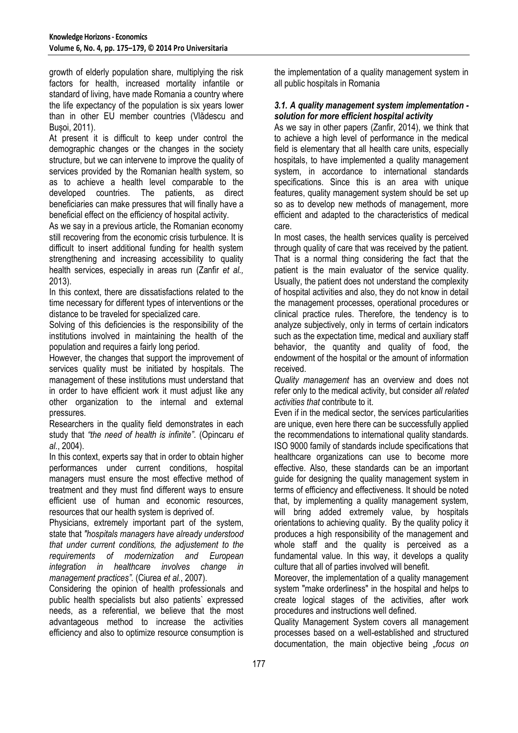growth of elderly population share, multiplying the risk factors for health, increased mortality infantile or standard of living, have made Romania a country where the life expectancy of the population is six years lower than in other EU member countries (Vlădescu and Bușoi, 2011).

At present it is difficult to keep under control the demographic changes or the changes in the society structure, but we can intervene to improve the quality of services provided by the Romanian health system, so as to achieve a health level comparable to the developed countries. The patients, as direct beneficiaries can make pressures that will finally have a beneficial effect on the efficiency of hospital activity.

As we say in a previous article, the Romanian economy still recovering from the economic crisis turbulence. It is difficult to insert additional funding for health system strengthening and increasing accessibility to quality health services, especially in areas run (Zanfir *et al.,* 2013).

In this context, there are dissatisfactions related to the time necessary for different types of interventions or the distance to be traveled for specialized care.

Solving of this deficiencies is the responsibility of the institutions involved in maintaining the health of the population and requires a fairly long period.

However, the changes that support the improvement of services quality must be initiated by hospitals. The management of these institutions must understand that in order to have efficient work it must adjust like any other organization to the internal and external pressures.

Researchers in the quality field demonstrates in each study that *"the need of health is infinite"*. (Opincaru *et al*., 2004).

In this context, experts say that in order to obtain higher performances under current conditions, hospital managers must ensure the most effective method of treatment and they must find different ways to ensure efficient use of human and economic resources, resources that our health system is deprived of.

Physicians, extremely important part of the system, state that *"hospitals managers have already understood that under current conditions, the adjustement to the requirements of modernization and European integration in healthcare involves change in management practices"*. (Ciurea *et al.*, 2007).

Considering the opinion of health professionals and public health specialists but also patients` expressed needs, as a referential, we believe that the most advantageous method to increase the activities efficiency and also to optimize resource consumption is the implementation of a quality management system in all public hospitals in Romania

### *3.1. A quality management system implementation - solution for more efficient hospital activity*

As we say in other papers (Zanfir, 2014), we think that to achieve a high level of performance in the medical field is elementary that all health care units, especially hospitals, to have implemented a quality management system, in accordance to international standards specifications. Since this is an area with unique features, quality management system should be set up so as to develop new methods of management, more efficient and adapted to the characteristics of medical care.

In most cases, the health services quality is perceived through quality of care that was received by the patient. That is a normal thing considering the fact that the patient is the main evaluator of the service quality. Usually, the patient does not understand the complexity of hospital activities and also, they do not know in detail the management processes, operational procedures or clinical practice rules. Therefore, the tendency is to analyze subjectively, only in terms of certain indicators such as the expectation time, medical and auxiliary staff behavior, the quantity and quality of food, the endowment of the hospital or the amount of information received.

*Quality management* has an overview and does not refer only to the medical activity, but consider *all related activities that* contribute to it.

Even if in the medical sector, the services particularities are unique, even here there can be successfully applied the recommendations to international quality standards. ISO 9000 family of standards include specifications that healthcare organizations can use to become more effective. Also, these standards can be an important guide for designing the quality management system in terms of efficiency and effectiveness. It should be noted that, by implementing a quality management system, will bring added extremely value, by hospitals orientations to achieving quality. By the quality policy it produces a high responsibility of the management and whole staff and the quality is perceived as a fundamental value. In this way, it develops a quality culture that all of parties involved will benefit.

Moreover, the implementation of a quality management system "make orderliness" in the hospital and helps to create logical stages of the activities, after work procedures and instructions well defined.

Quality Management System covers all management processes based on a well-established and structured documentation, the main objective being *„focus on*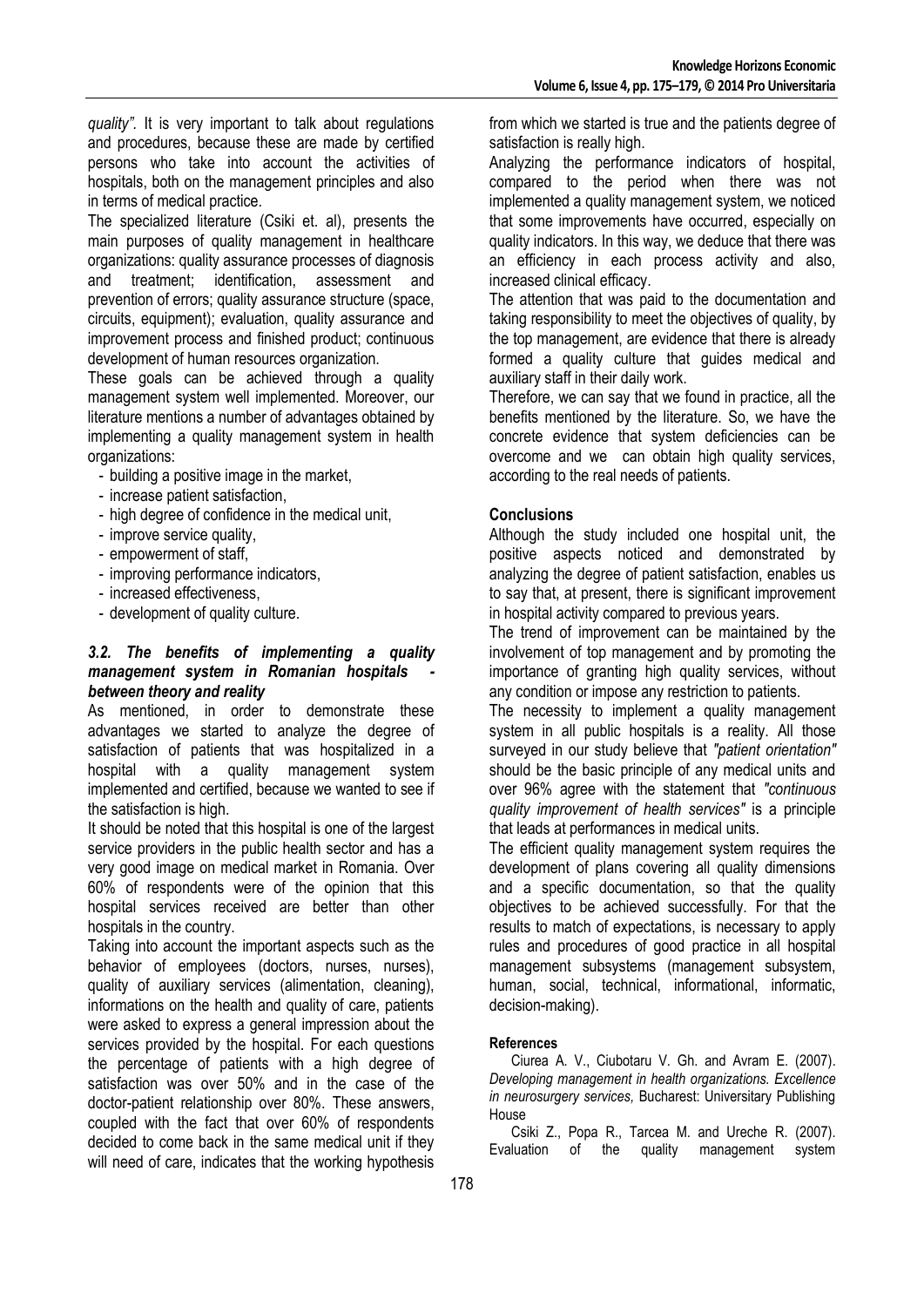*quality"*. It is very important to talk about regulations and procedures, because these are made by certified persons who take into account the activities of hospitals, both on the management principles and also in terms of medical practice.

The specialized literature (Csiki et. al), presents the main purposes of quality management in healthcare organizations: quality assurance processes of diagnosis and treatment; identification, assessment and prevention of errors; quality assurance structure (space, circuits, equipment); evaluation, quality assurance and improvement process and finished product; continuous development of human resources organization.

These goals can be achieved through a quality management system well implemented. Moreover, our literature mentions a number of advantages obtained by implementing a quality management system in health organizations:

- building a positive image in the market,
- increase patient satisfaction,
- high degree of confidence in the medical unit,
- improve service quality,
- empowerment of staff,
- improving performance indicators,
- increased effectiveness,
- development of quality culture.

### *3.2. The benefits of implementing a quality management system in Romanian hospitals - between theory and reality*

As mentioned, in order to demonstrate these advantages we started to analyze the degree of satisfaction of patients that was hospitalized in a hospital with a quality management system implemented and certified, because we wanted to see if the satisfaction is high.

It should be noted that this hospital is one of the largest service providers in the public health sector and has a very good image on medical market in Romania. Over 60% of respondents were of the opinion that this hospital services received are better than other hospitals in the country.

Taking into account the important aspects such as the behavior of employees (doctors, nurses, nurses), quality of auxiliary services (alimentation, cleaning), informations on the health and quality of care, patients were asked to express a general impression about the services provided by the hospital. For each questions the percentage of patients with a high degree of satisfaction was over 50% and in the case of the doctor-patient relationship over 80%. These answers, coupled with the fact that over 60% of respondents decided to come back in the same medical unit if they will need of care, indicates that the working hypothesis from which we started is true and the patients degree of satisfaction is really high.

Analyzing the performance indicators of hospital, compared to the period when there was not implemented a quality management system, we noticed that some improvements have occurred, especially on quality indicators. In this way, we deduce that there was an efficiency in each process activity and also, increased clinical efficacy.

The attention that was paid to the documentation and taking responsibility to meet the objectives of quality, by the top management, are evidence that there is already formed a quality culture that guides medical and auxiliary staff in their daily work.

Therefore, we can say that we found in practice, all the benefits mentioned by the literature. So, we have the concrete evidence that system deficiencies can be overcome and we can obtain high quality services, according to the real needs of patients.

## Conclusions

Although the study included one hospital unit, the positive aspects noticed and demonstrated by analyzing the degree of patient satisfaction, enables us to say that, at present, there is significant improvement in hospital activity compared to previous years.

The trend of improvement can be maintained by the involvement of top management and by promoting the importance of granting high quality services, without any condition or impose any restriction to patients.

The necessity to implement a quality management system in all public hospitals is a reality. All those surveyed in our study believe that *"patient orientation"* should be the basic principle of any medical units and over 96% agree with the statement that *"continuous quality improvement of health services"* is a principle that leads at performances in medical units.

The efficient quality management system requires the development of plans covering all quality dimensions and a specific documentation, so that the quality objectives to be achieved successfully. For that the results to match of expectations, is necessary to apply rules and procedures of good practice in all hospital management subsystems (management subsystem, human, social, technical, informational, informatic, decision-making).

### References

Ciurea A. V., Ciubotaru V. Gh. and Avram E. (2007). *Developing management in health organizations. Excellence in neurosurgery services,* Bucharest: Universitary Publishing House

Csiki Z., Popa R., Tarcea M. and Ureche R. (2007). Evaluation of the quality management system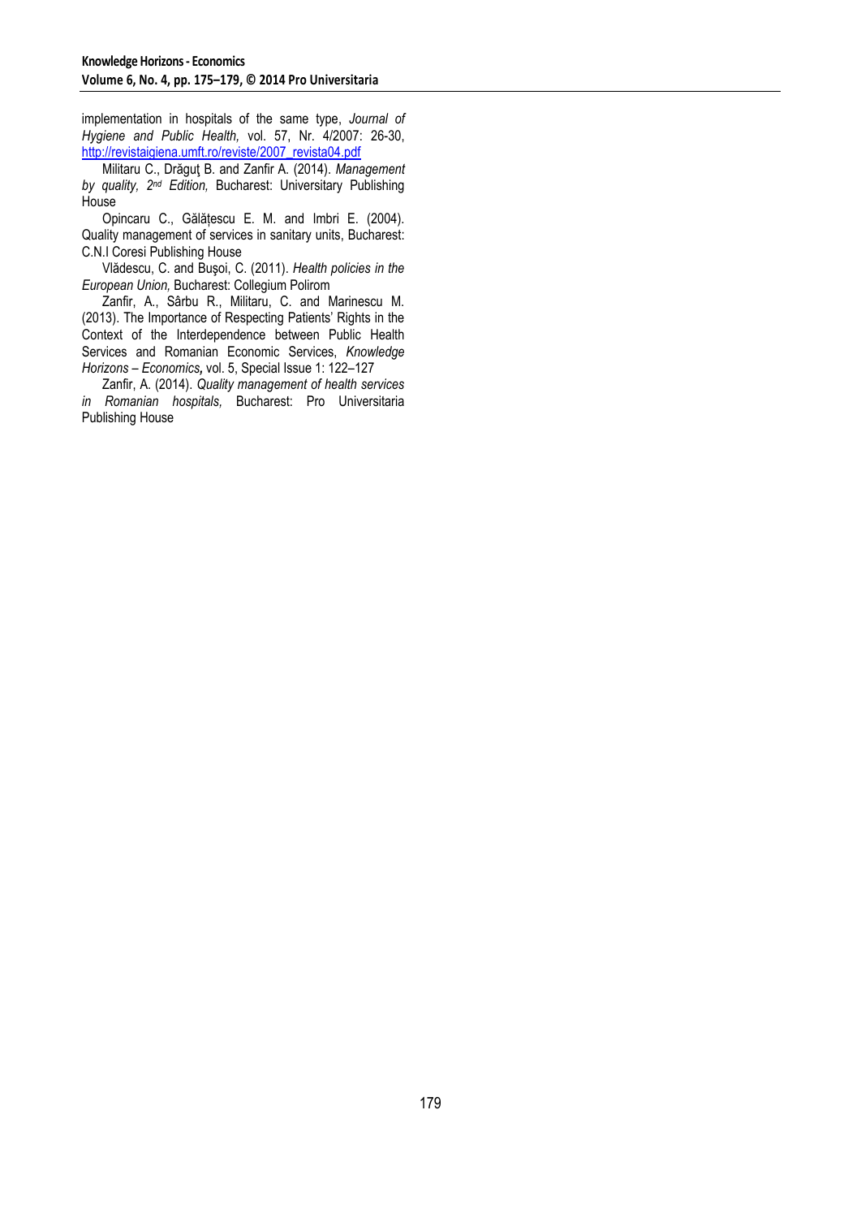implementation in hospitals of the same type, *Journal of Hygiene and Public Health,* vol. 57, Nr. 4/2007: 26-30, http://revistaigiena.umft.ro/reviste/2007_revista04.pdf

Militaru C., Drăguţ B. and Zanfir A. (2014). *Management by quality, 2nd Edition,* Bucharest: Universitary Publishing House

Opincaru C., Gălățescu E. M. and Imbri E. (2004). Quality management of services in sanitary units, Bucharest: C.N.I Coresi Publishing House

Vlădescu, C. and Buşoi, C. (2011). *Health policies in the European Union,* Bucharest: Collegium Polirom

Zanfir, A., Sârbu R., Militaru, C. and Marinescu M. (2013). The Importance of Respecting Patients' Rights in the Context of the Interdependence between Public Health Services and Romanian Economic Services, *Knowledge Horizons – Economics,* vol. 5, Special Issue 1: 122–127

Zanfir, A. (2014). *Quality management of health services in Romanian hospitals,* Bucharest: Pro Universitaria Publishing House